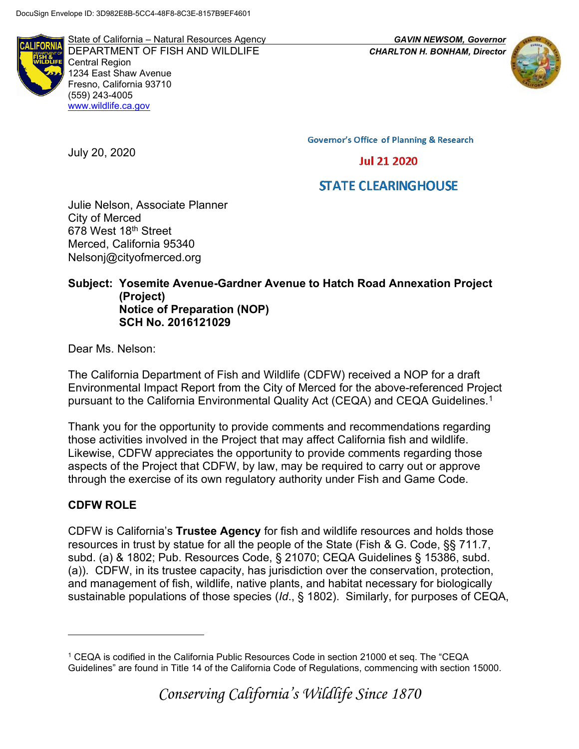DocuSign Envelope ID: 3D982E8B-5CC4-48F8-8C3E-8157B9EF4601

State of California – Natural Resources Agency
DEPARTMENT OF FISH AND WILDLIFE
Central Region
1234 East Shaw Avenue
Fresno, California 93710
(559) 243-4005
www.wildlife.ca.gov

*GAVIN NEWSOM, Governor*
*CHARLTON H. BONHAM, Director*

Governor's Office of Planning & Research

Jul 21 2020

STATE CLEARINGHOUSE

July 20, 2020

Julie Nelson, Associate Planner
City of Merced
678 West 18th Street
Merced, California 95340
Nelsonj@cityofmerced.org

**Subject: Yosemite Avenue-Gardner Avenue to Hatch Road Annexation Project (Project)**
**Notice of Preparation (NOP)**
**SCH No. 2016121029**

Dear Ms. Nelson:

The California Department of Fish and Wildlife (CDFW) received a NOP for a draft Environmental Impact Report from the City of Merced for the above-referenced Project pursuant to the California Environmental Quality Act (CEQA) and CEQA Guidelines.[1]

Thank you for the opportunity to provide comments and recommendations regarding those activities involved in the Project that may affect California fish and wildlife. Likewise, CDFW appreciates the opportunity to provide comments regarding those aspects of the Project that CDFW, by law, may be required to carry out or approve through the exercise of its own regulatory authority under Fish and Game Code.

**CDFW ROLE**

CDFW is California's **Trustee Agency** for fish and wildlife resources and holds those resources in trust by statue for all the people of the State (Fish & G. Code, §§ 711.7, subd. (a) & 1802; Pub. Resources Code, § 21070; CEQA Guidelines § 15386, subd. (a)). CDFW, in its trustee capacity, has jurisdiction over the conservation, protection, and management of fish, wildlife, native plants, and habitat necessary for biologically sustainable populations of those species (*Id*., § 1802). Similarly, for purposes of CEQA,

[1] CEQA is codified in the California Public Resources Code in section 21000 et seq. The "CEQA Guidelines" are found in Title 14 of the California Code of Regulations, commencing with section 15000.

*Conserving California's Wildlife Since 1870*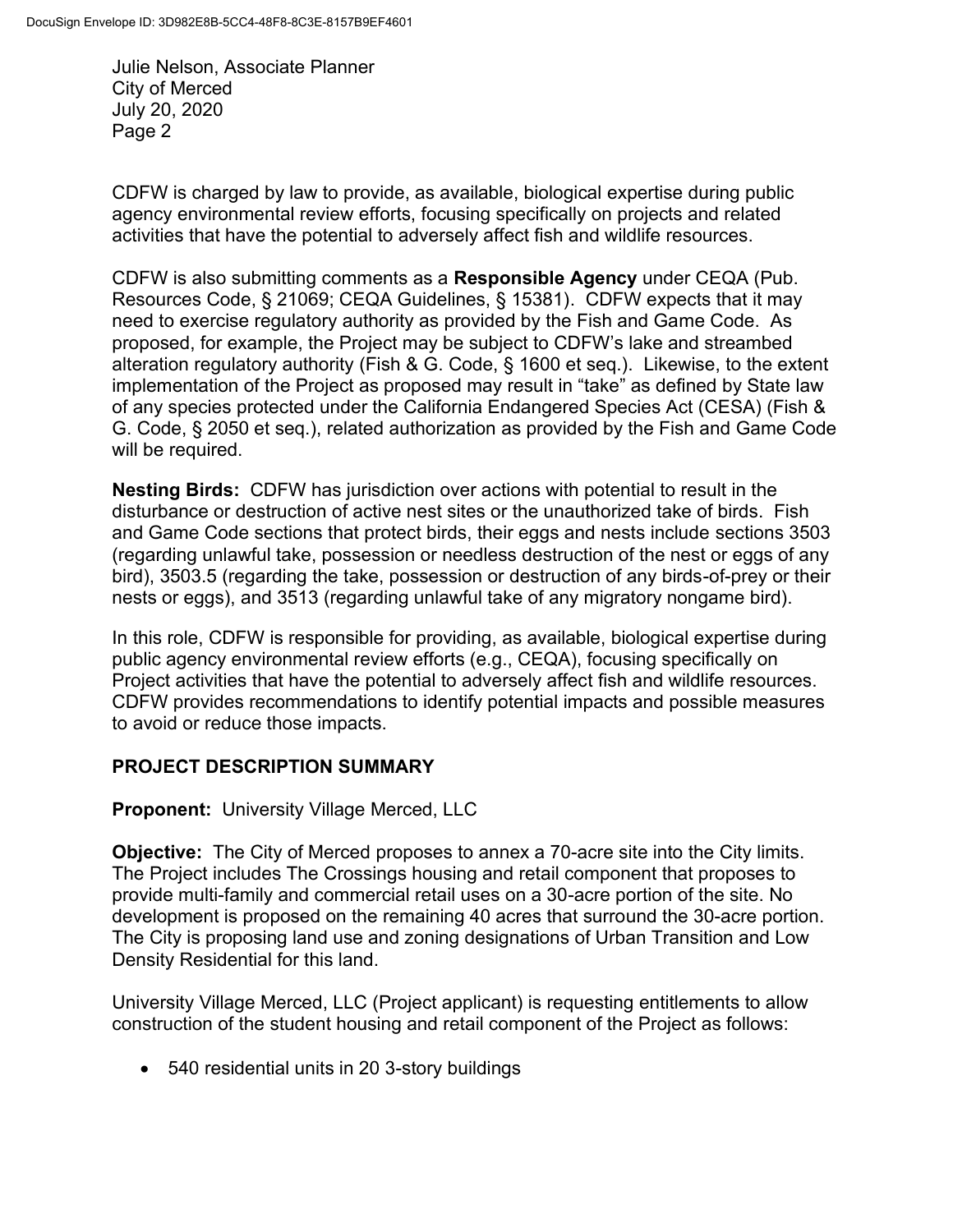CDFW is charged by law to provide, as available, biological expertise during public agency environmental review efforts, focusing specifically on projects and related activities that have the potential to adversely affect fish and wildlife resources.

CDFW is also submitting comments as a **Responsible Agency** under CEQA (Pub. Resources Code, § 21069; CEQA Guidelines, § 15381). CDFW expects that it may need to exercise regulatory authority as provided by the Fish and Game Code. As proposed, for example, the Project may be subject to CDFW's lake and streambed alteration regulatory authority (Fish & G. Code, § 1600 et seq.). Likewise, to the extent implementation of the Project as proposed may result in "take" as defined by State law of any species protected under the California Endangered Species Act (CESA) (Fish & G. Code, § 2050 et seq.), related authorization as provided by the Fish and Game Code will be required.

**Nesting Birds:** CDFW has jurisdiction over actions with potential to result in the disturbance or destruction of active nest sites or the unauthorized take of birds. Fish and Game Code sections that protect birds, their eggs and nests include sections 3503 (regarding unlawful take, possession or needless destruction of the nest or eggs of any bird), 3503.5 (regarding the take, possession or destruction of any birds-of-prey or their nests or eggs), and 3513 (regarding unlawful take of any migratory nongame bird).

In this role, CDFW is responsible for providing, as available, biological expertise during public agency environmental review efforts (e.g., CEQA), focusing specifically on Project activities that have the potential to adversely affect fish and wildlife resources. CDFW provides recommendations to identify potential impacts and possible measures to avoid or reduce those impacts.

## PROJECT DESCRIPTION SUMMARY

**Proponent:** University Village Merced, LLC

**Objective:** The City of Merced proposes to annex a 70-acre site into the City limits. The Project includes The Crossings housing and retail component that proposes to provide multi-family and commercial retail uses on a 30-acre portion of the site. No development is proposed on the remaining 40 acres that surround the 30-acre portion. The City is proposing land use and zoning designations of Urban Transition and Low Density Residential for this land.

University Village Merced, LLC (Project applicant) is requesting entitlements to allow construction of the student housing and retail component of the Project as follows:

- 540 residential units in 20 3-story buildings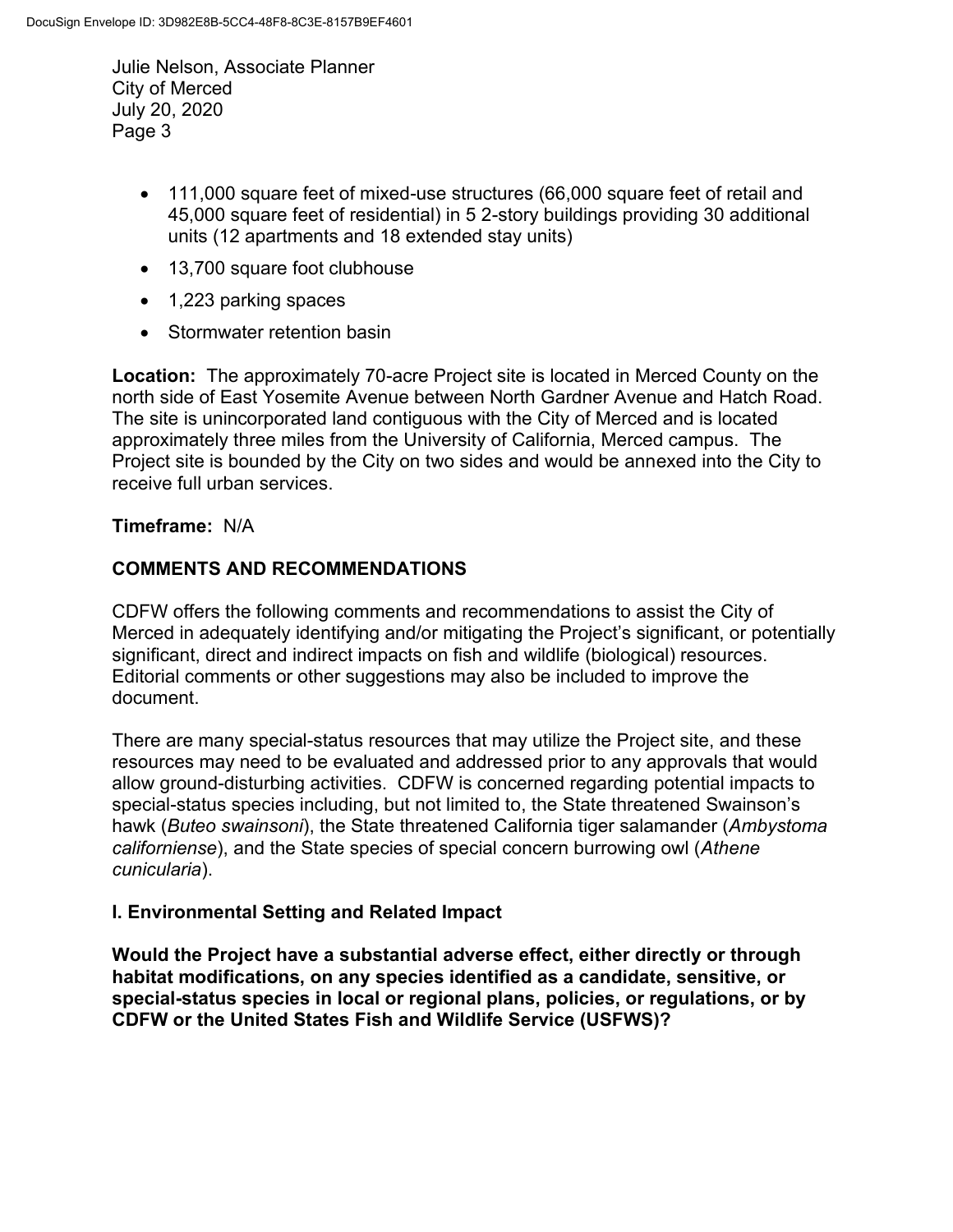- 111,000 square feet of mixed-use structures (66,000 square feet of retail and 45,000 square feet of residential) in 5 2-story buildings providing 30 additional units (12 apartments and 18 extended stay units)
- 13,700 square foot clubhouse
- 1,223 parking spaces
- Stormwater retention basin

**Location:** The approximately 70-acre Project site is located in Merced County on the north side of East Yosemite Avenue between North Gardner Avenue and Hatch Road. The site is unincorporated land contiguous with the City of Merced and is located approximately three miles from the University of California, Merced campus. The Project site is bounded by the City on two sides and would be annexed into the City to receive full urban services.

**Timeframe:** N/A

## COMMENTS AND RECOMMENDATIONS

CDFW offers the following comments and recommendations to assist the City of Merced in adequately identifying and/or mitigating the Project's significant, or potentially significant, direct and indirect impacts on fish and wildlife (biological) resources. Editorial comments or other suggestions may also be included to improve the document.

There are many special-status resources that may utilize the Project site, and these resources may need to be evaluated and addressed prior to any approvals that would allow ground-disturbing activities. CDFW is concerned regarding potential impacts to special-status species including, but not limited to, the State threatened Swainson's hawk (*Buteo swainsoni*), the State threatened California tiger salamander (*Ambystoma californiense*), and the State species of special concern burrowing owl (*Athene cunicularia*).

### I. Environmental Setting and Related Impact

**Would the Project have a substantial adverse effect, either directly or through habitat modifications, on any species identified as a candidate, sensitive, or special-status species in local or regional plans, policies, or regulations, or by CDFW or the United States Fish and Wildlife Service (USFWS)?**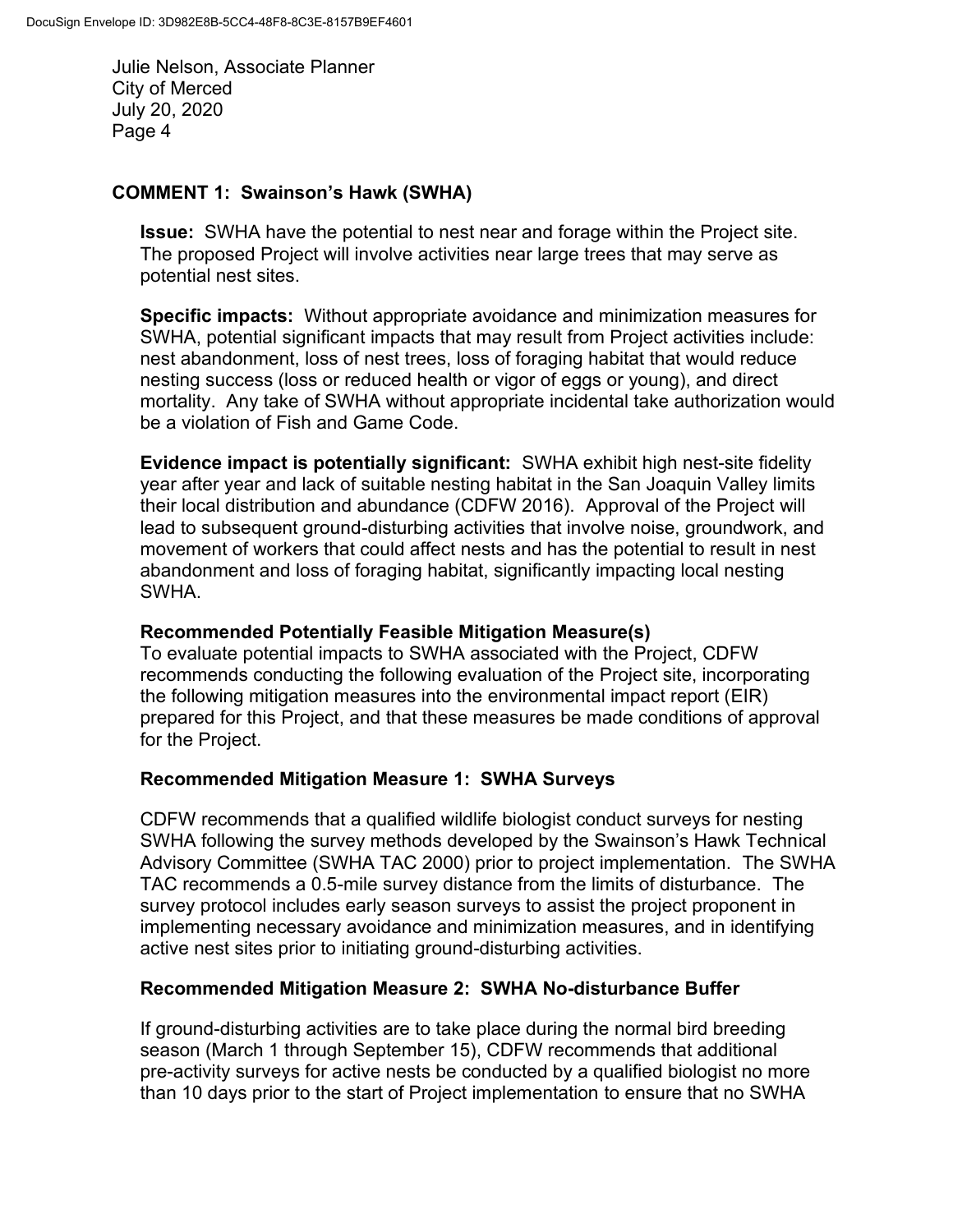### COMMENT 1: Swainson's Hawk (SWHA)

**Issue:** SWHA have the potential to nest near and forage within the Project site. The proposed Project will involve activities near large trees that may serve as potential nest sites.

**Specific impacts:** Without appropriate avoidance and minimization measures for SWHA, potential significant impacts that may result from Project activities include: nest abandonment, loss of nest trees, loss of foraging habitat that would reduce nesting success (loss or reduced health or vigor of eggs or young), and direct mortality. Any take of SWHA without appropriate incidental take authorization would be a violation of Fish and Game Code.

**Evidence impact is potentially significant:** SWHA exhibit high nest-site fidelity year after year and lack of suitable nesting habitat in the San Joaquin Valley limits their local distribution and abundance (CDFW 2016). Approval of the Project will lead to subsequent ground-disturbing activities that involve noise, groundwork, and movement of workers that could affect nests and has the potential to result in nest abandonment and loss of foraging habitat, significantly impacting local nesting SWHA.

**Recommended Potentially Feasible Mitigation Measure(s)**

To evaluate potential impacts to SWHA associated with the Project, CDFW recommends conducting the following evaluation of the Project site, incorporating the following mitigation measures into the environmental impact report (EIR) prepared for this Project, and that these measures be made conditions of approval for the Project.

**Recommended Mitigation Measure 1: SWHA Surveys**

CDFW recommends that a qualified wildlife biologist conduct surveys for nesting SWHA following the survey methods developed by the Swainson's Hawk Technical Advisory Committee (SWHA TAC 2000) prior to project implementation. The SWHA TAC recommends a 0.5-mile survey distance from the limits of disturbance. The survey protocol includes early season surveys to assist the project proponent in implementing necessary avoidance and minimization measures, and in identifying active nest sites prior to initiating ground-disturbing activities.

**Recommended Mitigation Measure 2: SWHA No-disturbance Buffer**

If ground-disturbing activities are to take place during the normal bird breeding season (March 1 through September 15), CDFW recommends that additional pre-activity surveys for active nests be conducted by a qualified biologist no more than 10 days prior to the start of Project implementation to ensure that no SWHA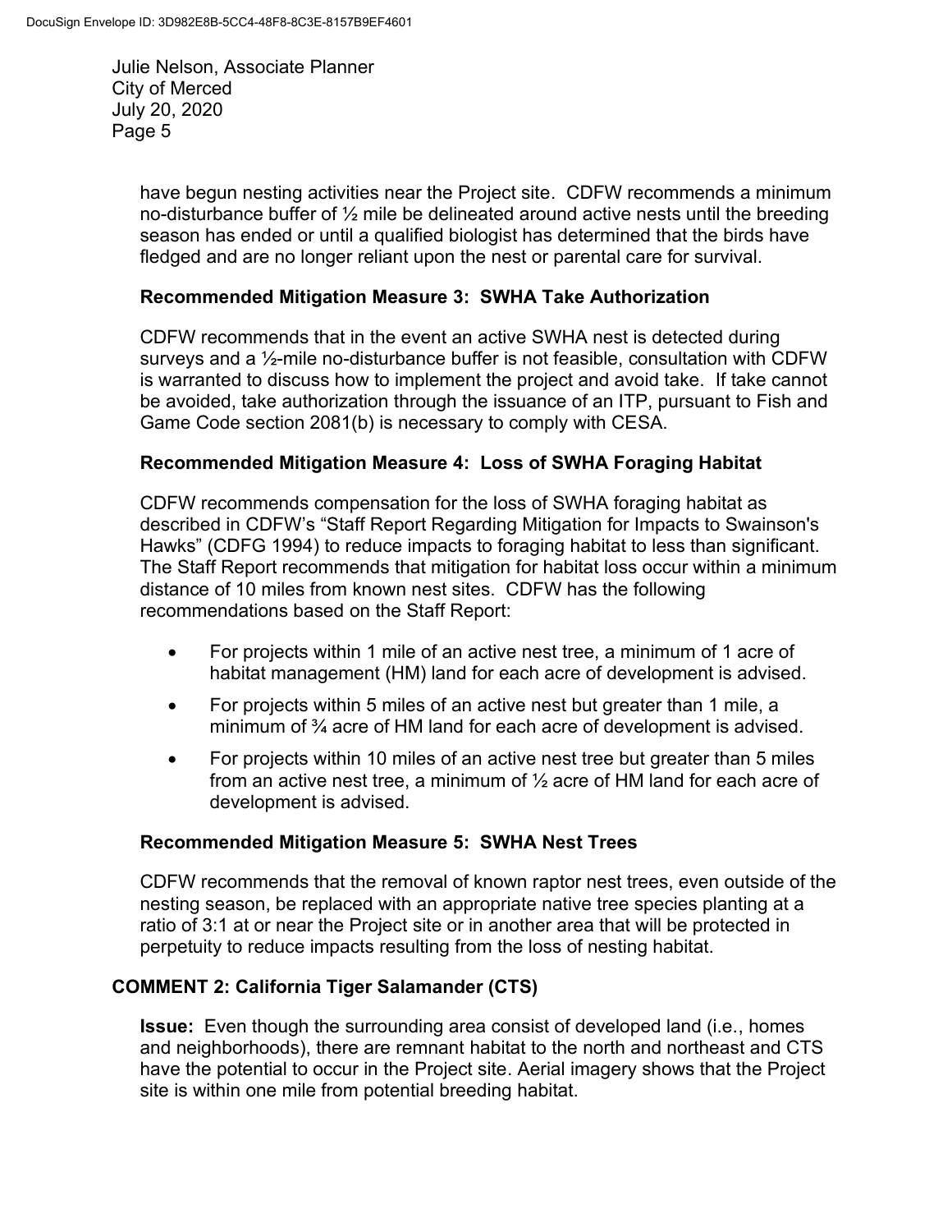have begun nesting activities near the Project site. CDFW recommends a minimum no-disturbance buffer of ½ mile be delineated around active nests until the breeding season has ended or until a qualified biologist has determined that the birds have fledged and are no longer reliant upon the nest or parental care for survival.

**Recommended Mitigation Measure 3: SWHA Take Authorization**

CDFW recommends that in the event an active SWHA nest is detected during surveys and a ½-mile no-disturbance buffer is not feasible, consultation with CDFW is warranted to discuss how to implement the project and avoid take. If take cannot be avoided, take authorization through the issuance of an ITP, pursuant to Fish and Game Code section 2081(b) is necessary to comply with CESA.

**Recommended Mitigation Measure 4: Loss of SWHA Foraging Habitat**

CDFW recommends compensation for the loss of SWHA foraging habitat as described in CDFW's "Staff Report Regarding Mitigation for Impacts to Swainson's Hawks" (CDFG 1994) to reduce impacts to foraging habitat to less than significant. The Staff Report recommends that mitigation for habitat loss occur within a minimum distance of 10 miles from known nest sites. CDFW has the following recommendations based on the Staff Report:

- For projects within 1 mile of an active nest tree, a minimum of 1 acre of habitat management (HM) land for each acre of development is advised.
- For projects within 5 miles of an active nest but greater than 1 mile, a minimum of ¾ acre of HM land for each acre of development is advised.
- For projects within 10 miles of an active nest tree but greater than 5 miles from an active nest tree, a minimum of ½ acre of HM land for each acre of development is advised.

**Recommended Mitigation Measure 5: SWHA Nest Trees**

CDFW recommends that the removal of known raptor nest trees, even outside of the nesting season, be replaced with an appropriate native tree species planting at a ratio of 3:1 at or near the Project site or in another area that will be protected in perpetuity to reduce impacts resulting from the loss of nesting habitat.

**COMMENT 2: California Tiger Salamander (CTS)**

**Issue:** Even though the surrounding area consist of developed land (i.e., homes and neighborhoods), there are remnant habitat to the north and northeast and CTS have the potential to occur in the Project site. Aerial imagery shows that the Project site is within one mile from potential breeding habitat.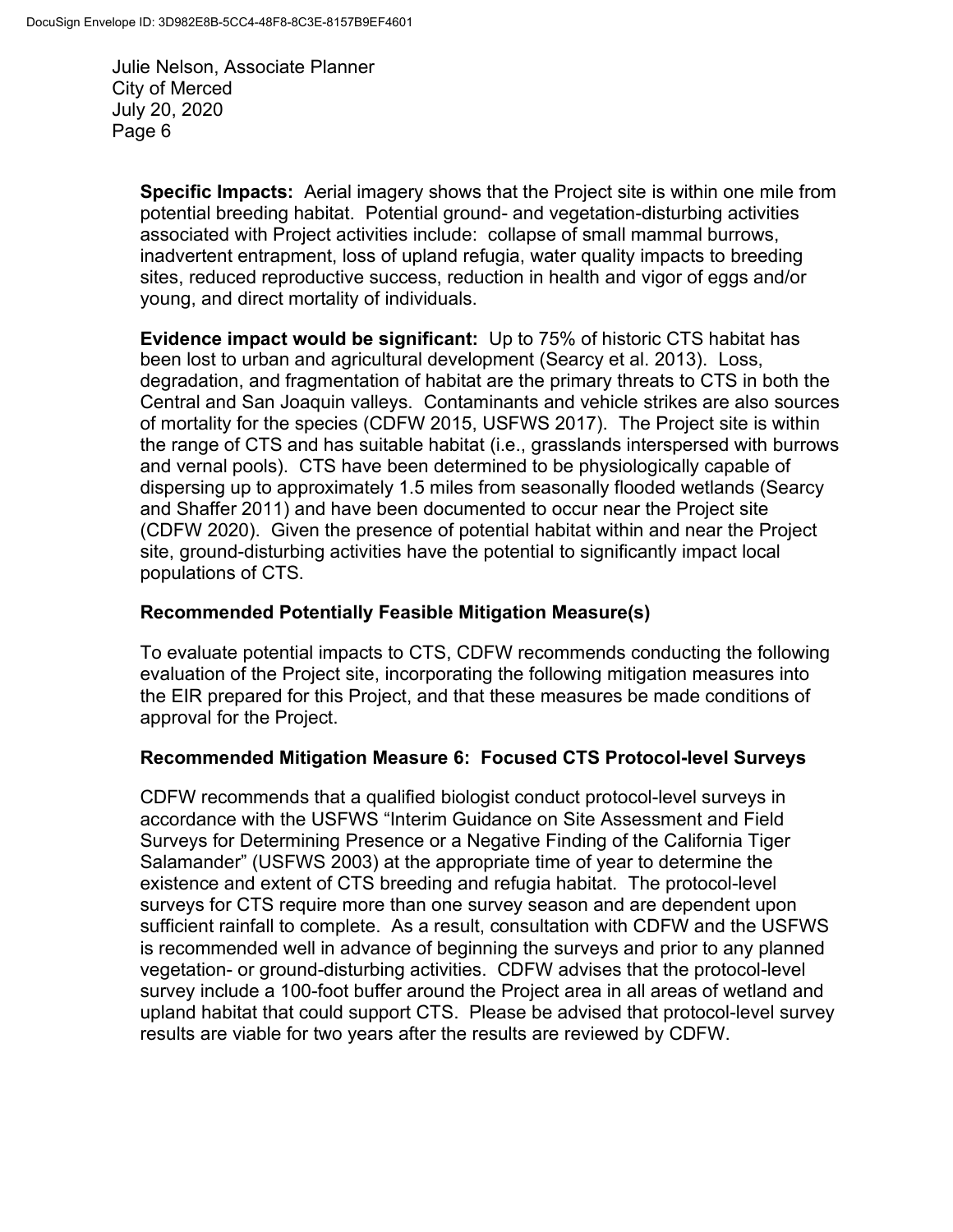**Specific Impacts:** Aerial imagery shows that the Project site is within one mile from potential breeding habitat. Potential ground- and vegetation-disturbing activities associated with Project activities include: collapse of small mammal burrows, inadvertent entrapment, loss of upland refugia, water quality impacts to breeding sites, reduced reproductive success, reduction in health and vigor of eggs and/or young, and direct mortality of individuals.

**Evidence impact would be significant:** Up to 75% of historic CTS habitat has been lost to urban and agricultural development (Searcy et al. 2013). Loss, degradation, and fragmentation of habitat are the primary threats to CTS in both the Central and San Joaquin valleys. Contaminants and vehicle strikes are also sources of mortality for the species (CDFW 2015, USFWS 2017). The Project site is within the range of CTS and has suitable habitat (i.e., grasslands interspersed with burrows and vernal pools). CTS have been determined to be physiologically capable of dispersing up to approximately 1.5 miles from seasonally flooded wetlands (Searcy and Shaffer 2011) and have been documented to occur near the Project site (CDFW 2020). Given the presence of potential habitat within and near the Project site, ground-disturbing activities have the potential to significantly impact local populations of CTS.

**Recommended Potentially Feasible Mitigation Measure(s)**

To evaluate potential impacts to CTS, CDFW recommends conducting the following evaluation of the Project site, incorporating the following mitigation measures into the EIR prepared for this Project, and that these measures be made conditions of approval for the Project.

**Recommended Mitigation Measure 6: Focused CTS Protocol-level Surveys**

CDFW recommends that a qualified biologist conduct protocol-level surveys in accordance with the USFWS "Interim Guidance on Site Assessment and Field Surveys for Determining Presence or a Negative Finding of the California Tiger Salamander" (USFWS 2003) at the appropriate time of year to determine the existence and extent of CTS breeding and refugia habitat. The protocol-level surveys for CTS require more than one survey season and are dependent upon sufficient rainfall to complete. As a result, consultation with CDFW and the USFWS is recommended well in advance of beginning the surveys and prior to any planned vegetation- or ground-disturbing activities. CDFW advises that the protocol-level survey include a 100-foot buffer around the Project area in all areas of wetland and upland habitat that could support CTS. Please be advised that protocol-level survey results are viable for two years after the results are reviewed by CDFW.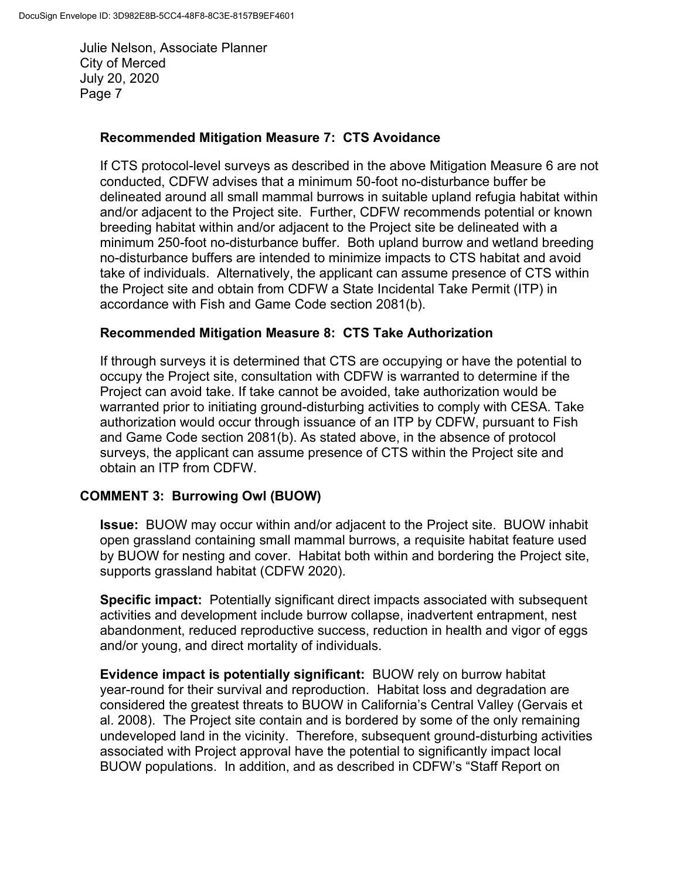### Recommended Mitigation Measure 7: CTS Avoidance

If CTS protocol-level surveys as described in the above Mitigation Measure 6 are not conducted, CDFW advises that a minimum 50-foot no-disturbance buffer be delineated around all small mammal burrows in suitable upland refugia habitat within and/or adjacent to the Project site. Further, CDFW recommends potential or known breeding habitat within and/or adjacent to the Project site be delineated with a minimum 250-foot no-disturbance buffer. Both upland burrow and wetland breeding no-disturbance buffers are intended to minimize impacts to CTS habitat and avoid take of individuals. Alternatively, the applicant can assume presence of CTS within the Project site and obtain from CDFW a State Incidental Take Permit (ITP) in accordance with Fish and Game Code section 2081(b).

### Recommended Mitigation Measure 8: CTS Take Authorization

If through surveys it is determined that CTS are occupying or have the potential to occupy the Project site, consultation with CDFW is warranted to determine if the Project can avoid take. If take cannot be avoided, take authorization would be warranted prior to initiating ground-disturbing activities to comply with CESA. Take authorization would occur through issuance of an ITP by CDFW, pursuant to Fish and Game Code section 2081(b). As stated above, in the absence of protocol surveys, the applicant can assume presence of CTS within the Project site and obtain an ITP from CDFW.

## COMMENT 3: Burrowing Owl (BUOW)

**Issue:** BUOW may occur within and/or adjacent to the Project site. BUOW inhabit open grassland containing small mammal burrows, a requisite habitat feature used by BUOW for nesting and cover. Habitat both within and bordering the Project site, supports grassland habitat (CDFW 2020).

**Specific impact:** Potentially significant direct impacts associated with subsequent activities and development include burrow collapse, inadvertent entrapment, nest abandonment, reduced reproductive success, reduction in health and vigor of eggs and/or young, and direct mortality of individuals.

**Evidence impact is potentially significant:** BUOW rely on burrow habitat year-round for their survival and reproduction. Habitat loss and degradation are considered the greatest threats to BUOW in California's Central Valley (Gervais et al. 2008). The Project site contain and is bordered by some of the only remaining undeveloped land in the vicinity. Therefore, subsequent ground-disturbing activities associated with Project approval have the potential to significantly impact local BUOW populations. In addition, and as described in CDFW's "Staff Report on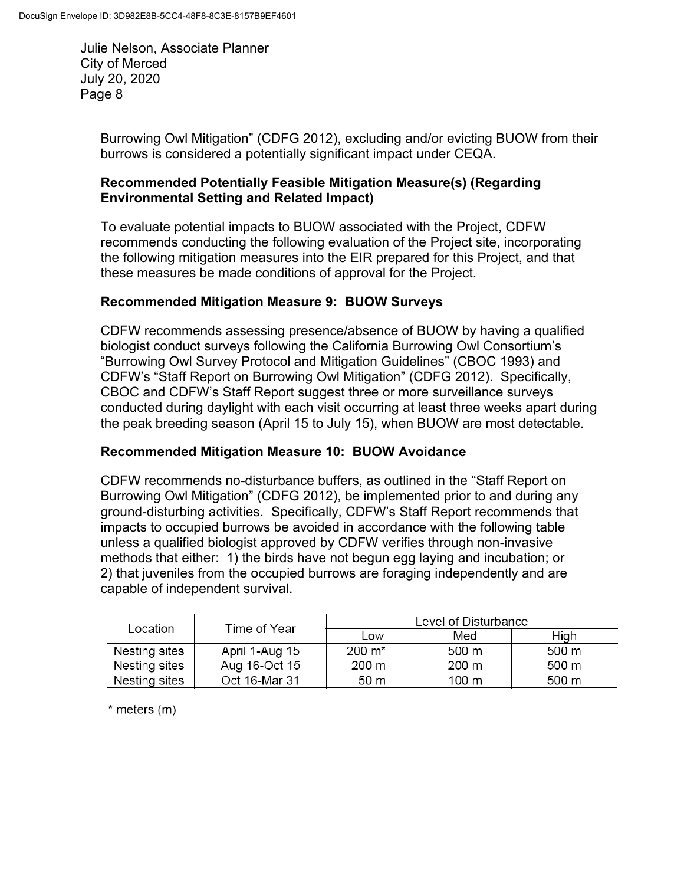Burrowing Owl Mitigation" (CDFG 2012), excluding and/or evicting BUOW from their burrows is considered a potentially significant impact under CEQA.

**Recommended Potentially Feasible Mitigation Measure(s) (Regarding Environmental Setting and Related Impact)**

To evaluate potential impacts to BUOW associated with the Project, CDFW recommends conducting the following evaluation of the Project site, incorporating the following mitigation measures into the EIR prepared for this Project, and that these measures be made conditions of approval for the Project.

**Recommended Mitigation Measure 9: BUOW Surveys**

CDFW recommends assessing presence/absence of BUOW by having a qualified biologist conduct surveys following the California Burrowing Owl Consortium's "Burrowing Owl Survey Protocol and Mitigation Guidelines" (CBOC 1993) and CDFW's "Staff Report on Burrowing Owl Mitigation" (CDFG 2012). Specifically, CBOC and CDFW's Staff Report suggest three or more surveillance surveys conducted during daylight with each visit occurring at least three weeks apart during the peak breeding season (April 15 to July 15), when BUOW are most detectable.

**Recommended Mitigation Measure 10: BUOW Avoidance**

CDFW recommends no-disturbance buffers, as outlined in the "Staff Report on Burrowing Owl Mitigation" (CDFG 2012), be implemented prior to and during any ground-disturbing activities. Specifically, CDFW's Staff Report recommends that impacts to occupied burrows be avoided in accordance with the following table unless a qualified biologist approved by CDFW verifies through non-invasive methods that either: 1) the birds have not begun egg laying and incubation; or 2) that juveniles from the occupied burrows are foraging independently and are capable of independent survival.

| Location | Time of Year | Level of Disturbance | | |
|---|---|---|---|---|
| | | Low | Med | High |
| Nesting sites | April 1-Aug 15 | 200 m* | 500 m | 500 m |
| Nesting sites | Aug 16-Oct 15 | 200 m | 200 m | 500 m |
| Nesting sites | Oct 16-Mar 31 | 50 m | 100 m | 500 m |

\* meters (m)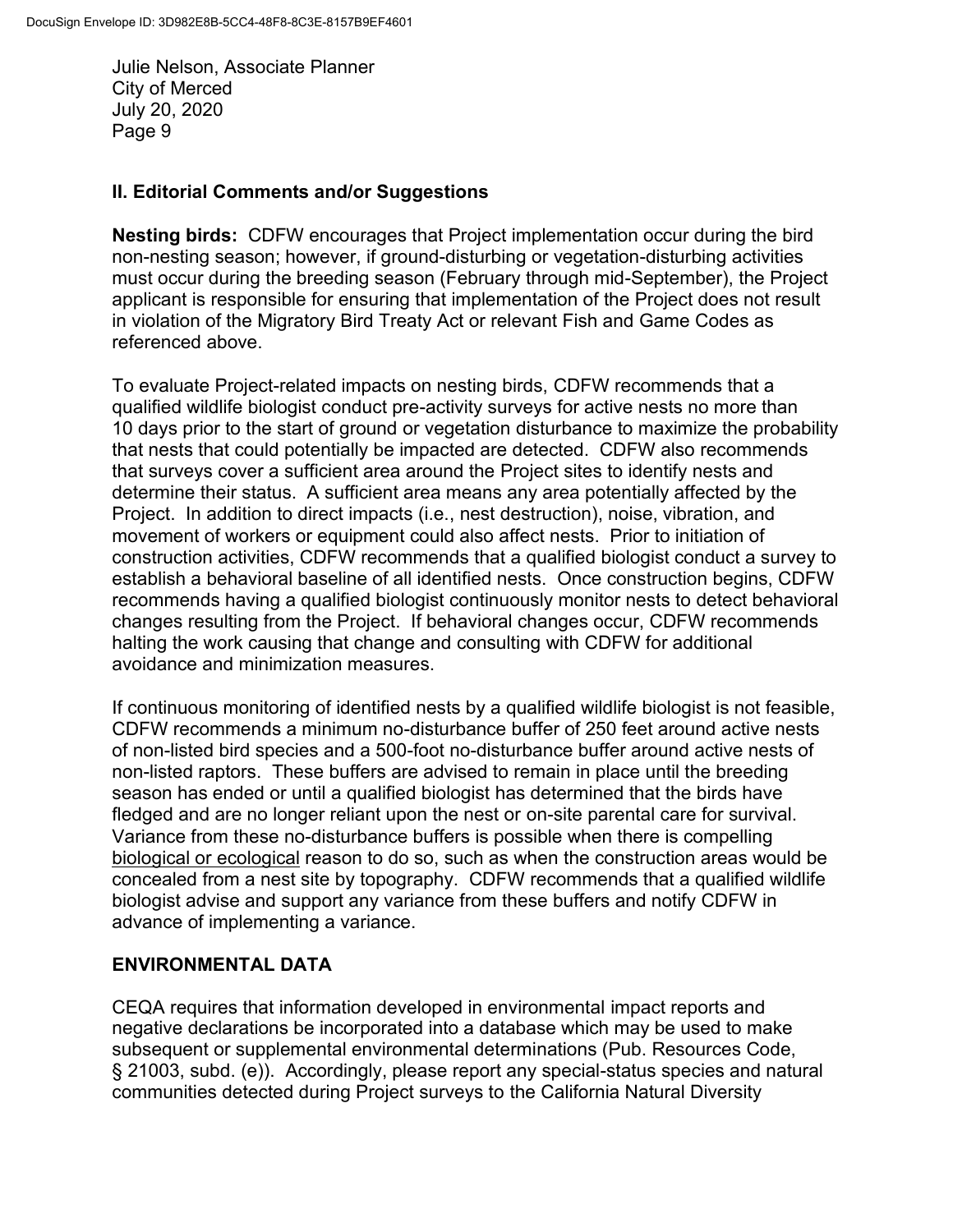## II. Editorial Comments and/or Suggestions

**Nesting birds:** CDFW encourages that Project implementation occur during the bird non-nesting season; however, if ground-disturbing or vegetation-disturbing activities must occur during the breeding season (February through mid-September), the Project applicant is responsible for ensuring that implementation of the Project does not result in violation of the Migratory Bird Treaty Act or relevant Fish and Game Codes as referenced above.

To evaluate Project-related impacts on nesting birds, CDFW recommends that a qualified wildlife biologist conduct pre-activity surveys for active nests no more than 10 days prior to the start of ground or vegetation disturbance to maximize the probability that nests that could potentially be impacted are detected. CDFW also recommends that surveys cover a sufficient area around the Project sites to identify nests and determine their status. A sufficient area means any area potentially affected by the Project. In addition to direct impacts (i.e., nest destruction), noise, vibration, and movement of workers or equipment could also affect nests. Prior to initiation of construction activities, CDFW recommends that a qualified biologist conduct a survey to establish a behavioral baseline of all identified nests. Once construction begins, CDFW recommends having a qualified biologist continuously monitor nests to detect behavioral changes resulting from the Project. If behavioral changes occur, CDFW recommends halting the work causing that change and consulting with CDFW for additional avoidance and minimization measures.

If continuous monitoring of identified nests by a qualified wildlife biologist is not feasible, CDFW recommends a minimum no-disturbance buffer of 250 feet around active nests of non-listed bird species and a 500-foot no-disturbance buffer around active nests of non-listed raptors. These buffers are advised to remain in place until the breeding season has ended or until a qualified biologist has determined that the birds have fledged and are no longer reliant upon the nest or on-site parental care for survival. Variance from these no-disturbance buffers is possible when there is compelling biological or ecological reason to do so, such as when the construction areas would be concealed from a nest site by topography. CDFW recommends that a qualified wildlife biologist advise and support any variance from these buffers and notify CDFW in advance of implementing a variance.

## ENVIRONMENTAL DATA

CEQA requires that information developed in environmental impact reports and negative declarations be incorporated into a database which may be used to make subsequent or supplemental environmental determinations (Pub. Resources Code, § 21003, subd. (e)). Accordingly, please report any special-status species and natural communities detected during Project surveys to the California Natural Diversity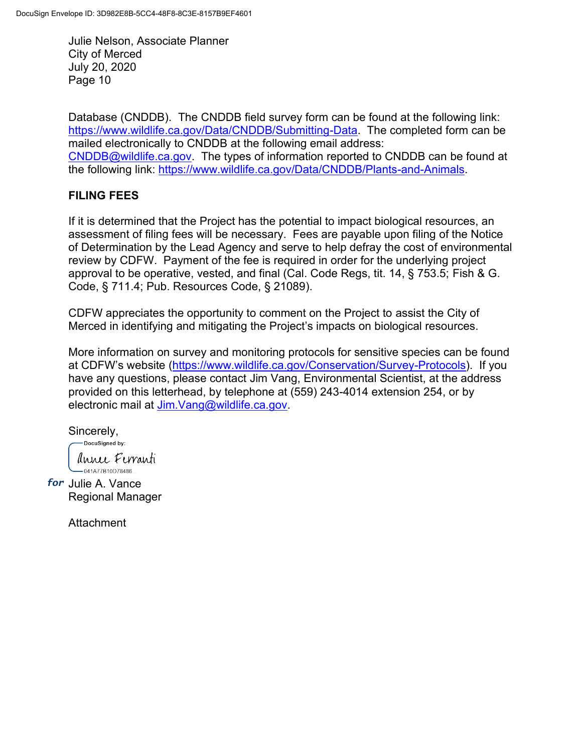Database (CNDDB). The CNDDB field survey form can be found at the following link: https://www.wildlife.ca.gov/Data/CNDDB/Submitting-Data. The completed form can be mailed electronically to CNDDB at the following email address: CNDDB@wildlife.ca.gov. The types of information reported to CNDDB can be found at the following link: https://www.wildlife.ca.gov/Data/CNDDB/Plants-and-Animals.

**FILING FEES**

If it is determined that the Project has the potential to impact biological resources, an assessment of filing fees will be necessary. Fees are payable upon filing of the Notice of Determination by the Lead Agency and serve to help defray the cost of environmental review by CDFW. Payment of the fee is required in order for the underlying project approval to be operative, vested, and final (Cal. Code Regs, tit. 14, § 753.5; Fish & G. Code, § 711.4; Pub. Resources Code, § 21089).

CDFW appreciates the opportunity to comment on the Project to assist the City of Merced in identifying and mitigating the Project's impacts on biological resources.

More information on survey and monitoring protocols for sensitive species can be found at CDFW's website (https://www.wildlife.ca.gov/Conservation/Survey-Protocols). If you have any questions, please contact Jim Vang, Environmental Scientist, at the address provided on this letterhead, by telephone at (559) 243-4014 extension 254, or by electronic mail at Jim.Vang@wildlife.ca.gov.

Sincerely,

DocuSigned by:
Annee Ferranti
041A77B10D78486...

*for* Julie A. Vance
Regional Manager

Attachment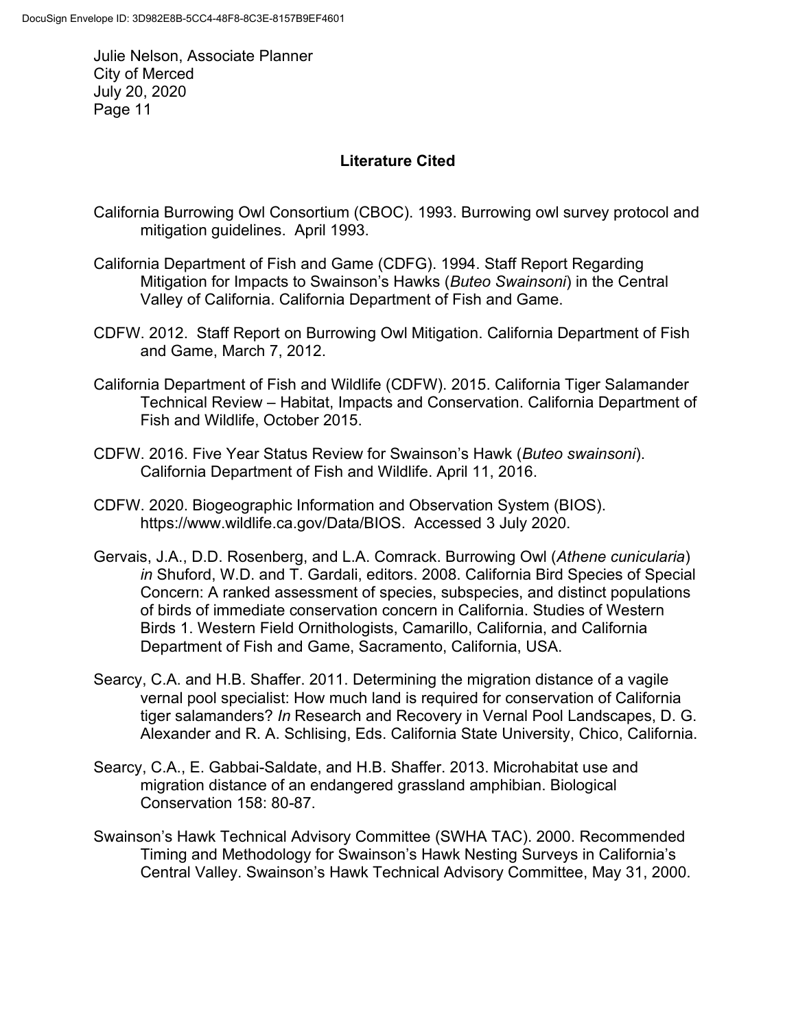## Literature Cited

California Burrowing Owl Consortium (CBOC). 1993. Burrowing owl survey protocol and mitigation guidelines. April 1993.

California Department of Fish and Game (CDFG). 1994. Staff Report Regarding Mitigation for Impacts to Swainson's Hawks (*Buteo Swainsoni*) in the Central Valley of California. California Department of Fish and Game.

CDFW. 2012. Staff Report on Burrowing Owl Mitigation. California Department of Fish and Game, March 7, 2012.

California Department of Fish and Wildlife (CDFW). 2015. California Tiger Salamander Technical Review – Habitat, Impacts and Conservation. California Department of Fish and Wildlife, October 2015.

CDFW. 2016. Five Year Status Review for Swainson's Hawk (*Buteo swainsoni*). California Department of Fish and Wildlife. April 11, 2016.

CDFW. 2020. Biogeographic Information and Observation System (BIOS). https://www.wildlife.ca.gov/Data/BIOS. Accessed 3 July 2020.

Gervais, J.A., D.D. Rosenberg, and L.A. Comrack. Burrowing Owl (*Athene cunicularia*) *in* Shuford, W.D. and T. Gardali, editors. 2008. California Bird Species of Special Concern: A ranked assessment of species, subspecies, and distinct populations of birds of immediate conservation concern in California. Studies of Western Birds 1. Western Field Ornithologists, Camarillo, California, and California Department of Fish and Game, Sacramento, California, USA.

Searcy, C.A. and H.B. Shaffer. 2011. Determining the migration distance of a vagile vernal pool specialist: How much land is required for conservation of California tiger salamanders? *In* Research and Recovery in Vernal Pool Landscapes, D. G. Alexander and R. A. Schlising, Eds. California State University, Chico, California.

Searcy, C.A., E. Gabbai-Saldate, and H.B. Shaffer. 2013. Microhabitat use and migration distance of an endangered grassland amphibian. Biological Conservation 158: 80-87.

Swainson's Hawk Technical Advisory Committee (SWHA TAC). 2000. Recommended Timing and Methodology for Swainson's Hawk Nesting Surveys in California's Central Valley. Swainson's Hawk Technical Advisory Committee, May 31, 2000.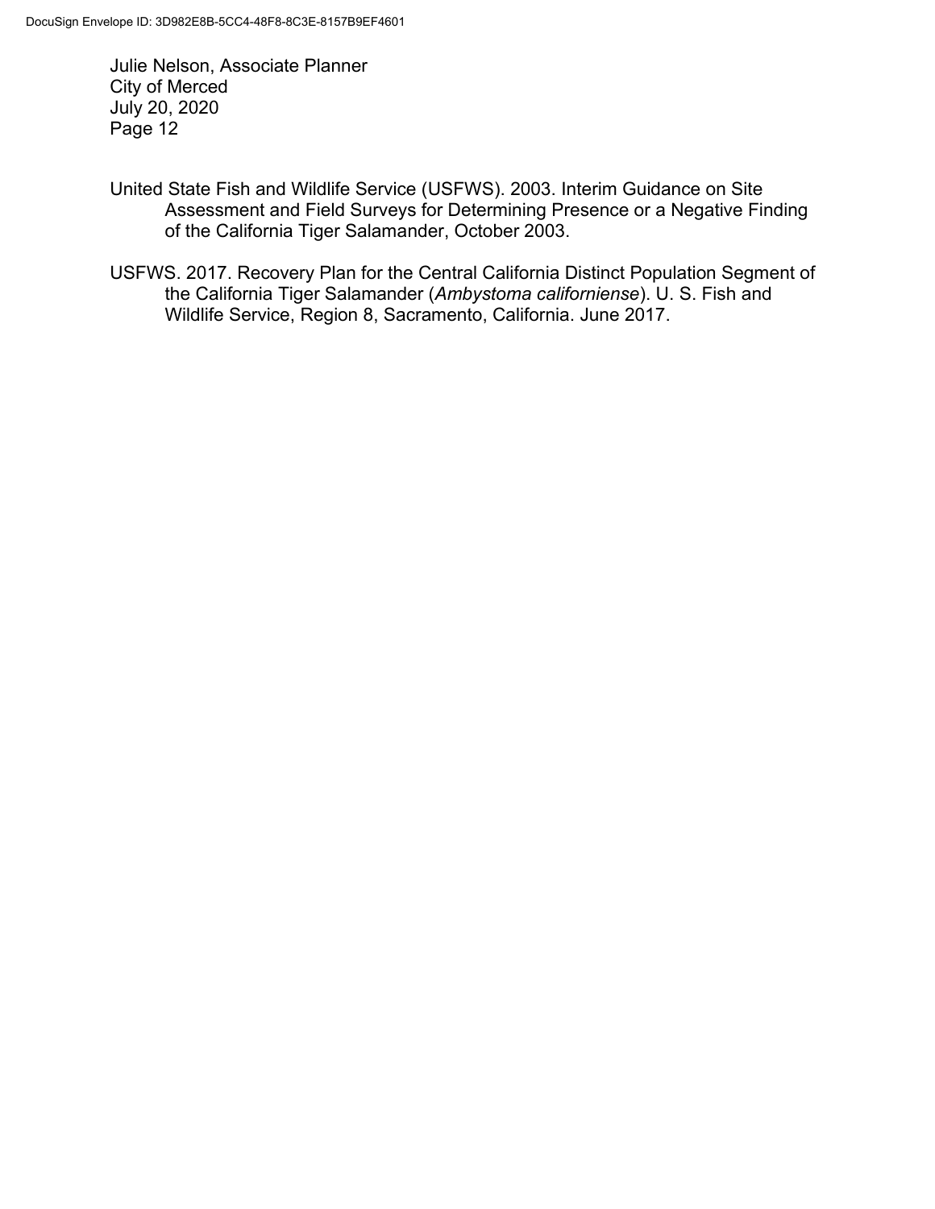United State Fish and Wildlife Service (USFWS). 2003. Interim Guidance on Site Assessment and Field Surveys for Determining Presence or a Negative Finding of the California Tiger Salamander, October 2003.

USFWS. 2017. Recovery Plan for the Central California Distinct Population Segment of the California Tiger Salamander (*Ambystoma californiense*). U. S. Fish and Wildlife Service, Region 8, Sacramento, California. June 2017.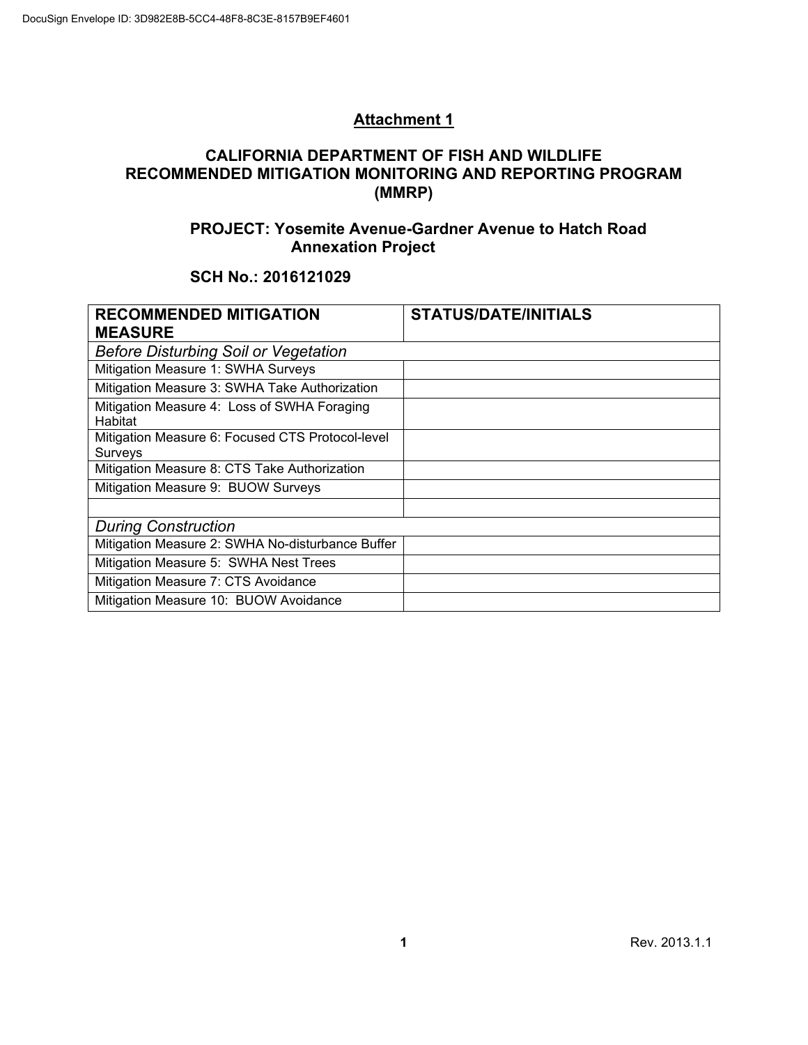DocuSign Envelope ID: 3D982E8B-5CC4-48F8-8C3E-8157B9EF4601

## Attachment 1

## CALIFORNIA DEPARTMENT OF FISH AND WILDLIFE RECOMMENDED MITIGATION MONITORING AND REPORTING PROGRAM (MMRP)

### PROJECT: Yosemite Avenue-Gardner Avenue to Hatch Road Annexation Project

### SCH No.: 2016121029

| RECOMMENDED MITIGATION MEASURE | STATUS/DATE/INITIALS |
|---|---|
| *Before Disturbing Soil or Vegetation* | |
| Mitigation Measure 1: SWHA Surveys | |
| Mitigation Measure 3: SWHA Take Authorization | |
| Mitigation Measure 4: Loss of SWHA Foraging Habitat | |
| Mitigation Measure 6: Focused CTS Protocol-level Surveys | |
| Mitigation Measure 8: CTS Take Authorization | |
| Mitigation Measure 9: BUOW Surveys | |
| | |
| *During Construction* | |
| Mitigation Measure 2: SWHA No-disturbance Buffer | |
| Mitigation Measure 5: SWHA Nest Trees | |
| Mitigation Measure 7: CTS Avoidance | |
| Mitigation Measure 10: BUOW Avoidance | |

Rev. 2013.1.1